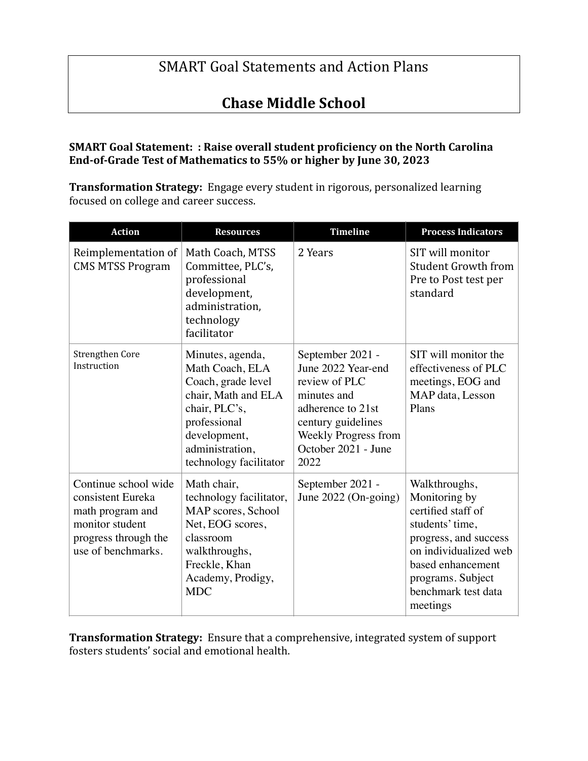# SMART Goal Statements and Action Plans

# Chase Middle School

**SMART Goal Statement: : Raise overall student proficiency on the North Carolina End-of-Grade Test of Mathematics to 55% or higher by June 30, 2023**

**Transformation Strategy:** Engage every student in rigorous, personalized learning focused on college and career success.

| Action | Resources | Timeline | Process Indicators |
|---|---|---|---|
| Reimplementation of CMS MTSS Program | Math Coach, MTSS Committee, PLC's, professional development, administration, technology facilitator | 2 Years | SIT will monitor Student Growth from Pre to Post test per standard |
| Strengthen Core Instruction | Minutes, agenda, Math Coach, ELA Coach, grade level chair, Math and ELA chair, PLC's, professional development, administration, technology facilitator | September 2021 - June 2022 Year-end review of PLC minutes and adherence to 21st century guidelines Weekly Progress from October 2021 - June 2022 | SIT will monitor the effectiveness of PLC meetings, EOG and MAP data, Lesson Plans |
| Continue school wide consistent Eureka math program and monitor student progress through the use of benchmarks. | Math chair, technology facilitator, MAP scores, School Net, EOG scores, classroom walkthroughs, Freckle, Khan Academy, Prodigy, MDC | September 2021 - June 2022 (On-going) | Walkthroughs, Monitoring by certified staff of students' time, progress, and success on individualized web based enhancement programs. Subject benchmark test data meetings |

**Transformation Strategy:** Ensure that a comprehensive, integrated system of support fosters students' social and emotional health.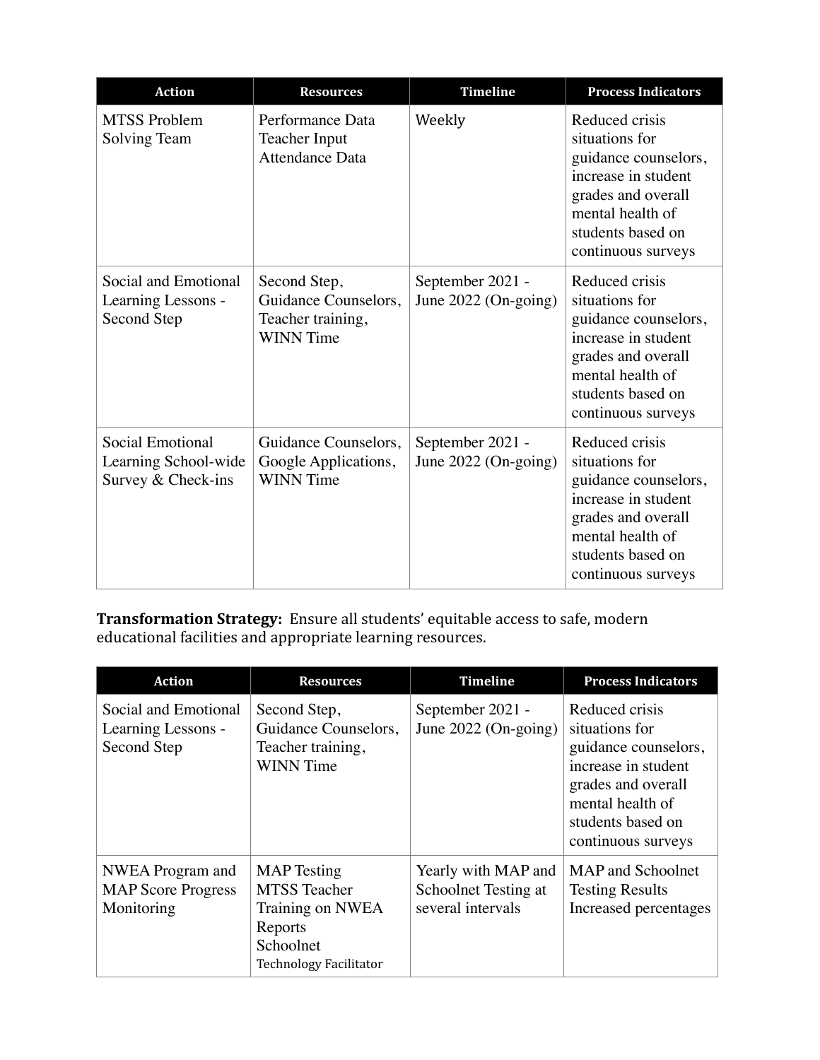| Action | Resources | Timeline | Process Indicators |
|---|---|---|---|
| MTSS Problem Solving Team | Performance Data<br>Teacher Input<br>Attendance Data | Weekly | Reduced crisis situations for guidance counselors, increase in student grades and overall mental health of students based on continuous surveys |
| Social and Emotional Learning Lessons - Second Step | Second Step, Guidance Counselors, Teacher training, WINN Time | September 2021 - June 2022 (On-going) | Reduced crisis situations for guidance counselors, increase in student grades and overall mental health of students based on continuous surveys |
| Social Emotional Learning School-wide Survey & Check-ins | Guidance Counselors, Google Applications, WINN Time | September 2021 - June 2022 (On-going) | Reduced crisis situations for guidance counselors, increase in student grades and overall mental health of students based on continuous surveys |

**Transformation Strategy:** Ensure all students' equitable access to safe, modern educational facilities and appropriate learning resources.

| Action | Resources | Timeline | Process Indicators |
|---|---|---|---|
| Social and Emotional Learning Lessons - Second Step | Second Step, Guidance Counselors, Teacher training, WINN Time | September 2021 - June 2022 (On-going) | Reduced crisis situations for guidance counselors, increase in student grades and overall mental health of students based on continuous surveys |
| NWEA Program and MAP Score Progress Monitoring | MAP Testing<br>MTSS Teacher Training on NWEA Reports<br>Schoolnet<br>Technology Facilitator | Yearly with MAP and Schoolnet Testing at several intervals | MAP and Schoolnet Testing Results Increased percentages |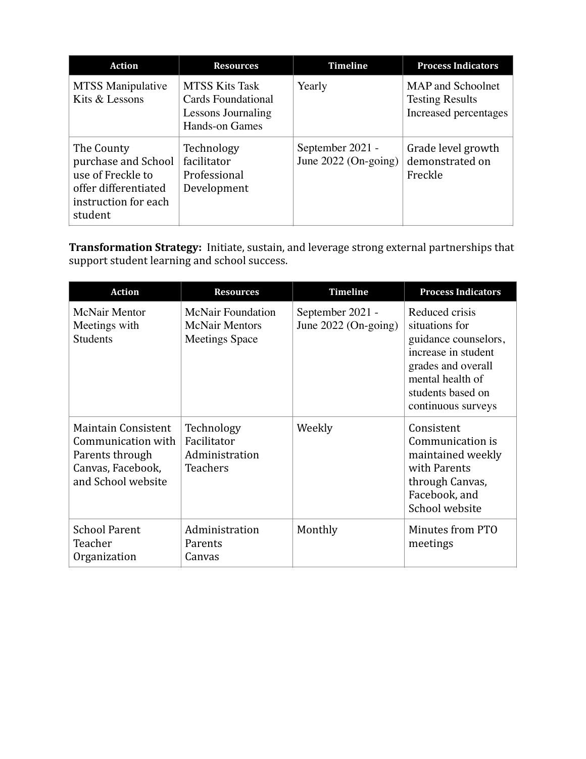| Action | Resources | Timeline | Process Indicators |
|---|---|---|---|
| MTSS Manipulative Kits & Lessons | MTSS Kits Task Cards Foundational Lessons Journaling Hands-on Games | Yearly | MAP and Schoolnet Testing Results Increased percentages |
| The County purchase and School use of Freckle to offer differentiated instruction for each student | Technology facilitator Professional Development | September 2021 - June 2022 (On-going) | Grade level growth demonstrated on Freckle |

**Transformation Strategy:** Initiate, sustain, and leverage strong external partnerships that support student learning and school success.

| Action | Resources | Timeline | Process Indicators |
|---|---|---|---|
| McNair Mentor Meetings with Students | McNair Foundation McNair Mentors Meetings Space | September 2021 - June 2022 (On-going) | Reduced crisis situations for guidance counselors, increase in student grades and overall mental health of students based on continuous surveys |
| Maintain Consistent Communication with Parents through Canvas, Facebook, and School website | Technology Facilitator Administration Teachers | Weekly | Consistent Communication is maintained weekly with Parents through Canvas, Facebook, and School website |
| School Parent Teacher Organization | Administration Parents Canvas | Monthly | Minutes from PTO meetings |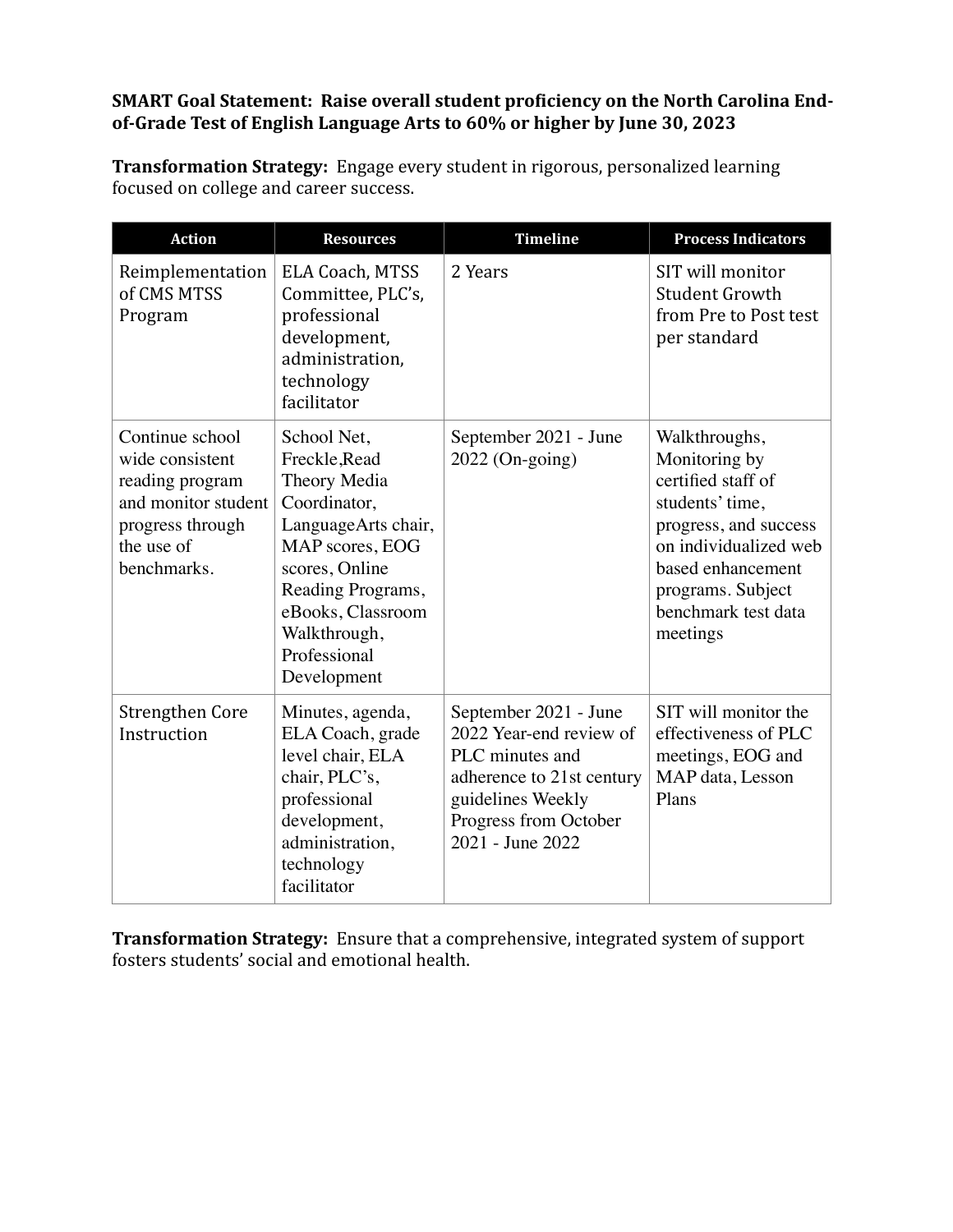**SMART Goal Statement: Raise overall student proficiency on the North Carolina End-of-Grade Test of English Language Arts to 60% or higher by June 30, 2023**

**Transformation Strategy:** Engage every student in rigorous, personalized learning focused on college and career success.

| Action | Resources | Timeline | Process Indicators |
|---|---|---|---|
| Reimplementation of CMS MTSS Program | ELA Coach, MTSS Committee, PLC's, professional development, administration, technology facilitator | 2 Years | SIT will monitor Student Growth from Pre to Post test per standard |
| Continue school wide consistent reading program and monitor student progress through the use of benchmarks. | School Net, Freckle,Read Theory Media Coordinator, LanguageArts chair, MAP scores, EOG scores, Online Reading Programs, eBooks, Classroom Walkthrough, Professional Development | September 2021 - June 2022 (On-going) | Walkthroughs, Monitoring by certified staff of students' time, progress, and success on individualized web based enhancement programs. Subject benchmark test data meetings |
| Strengthen Core Instruction | Minutes, agenda, ELA Coach, grade level chair, ELA chair, PLC's, professional development, administration, technology facilitator | September 2021 - June 2022 Year-end review of PLC minutes and adherence to 21st century guidelines Weekly Progress from October 2021 - June 2022 | SIT will monitor the effectiveness of PLC meetings, EOG and MAP data, Lesson Plans |

**Transformation Strategy:** Ensure that a comprehensive, integrated system of support fosters students' social and emotional health.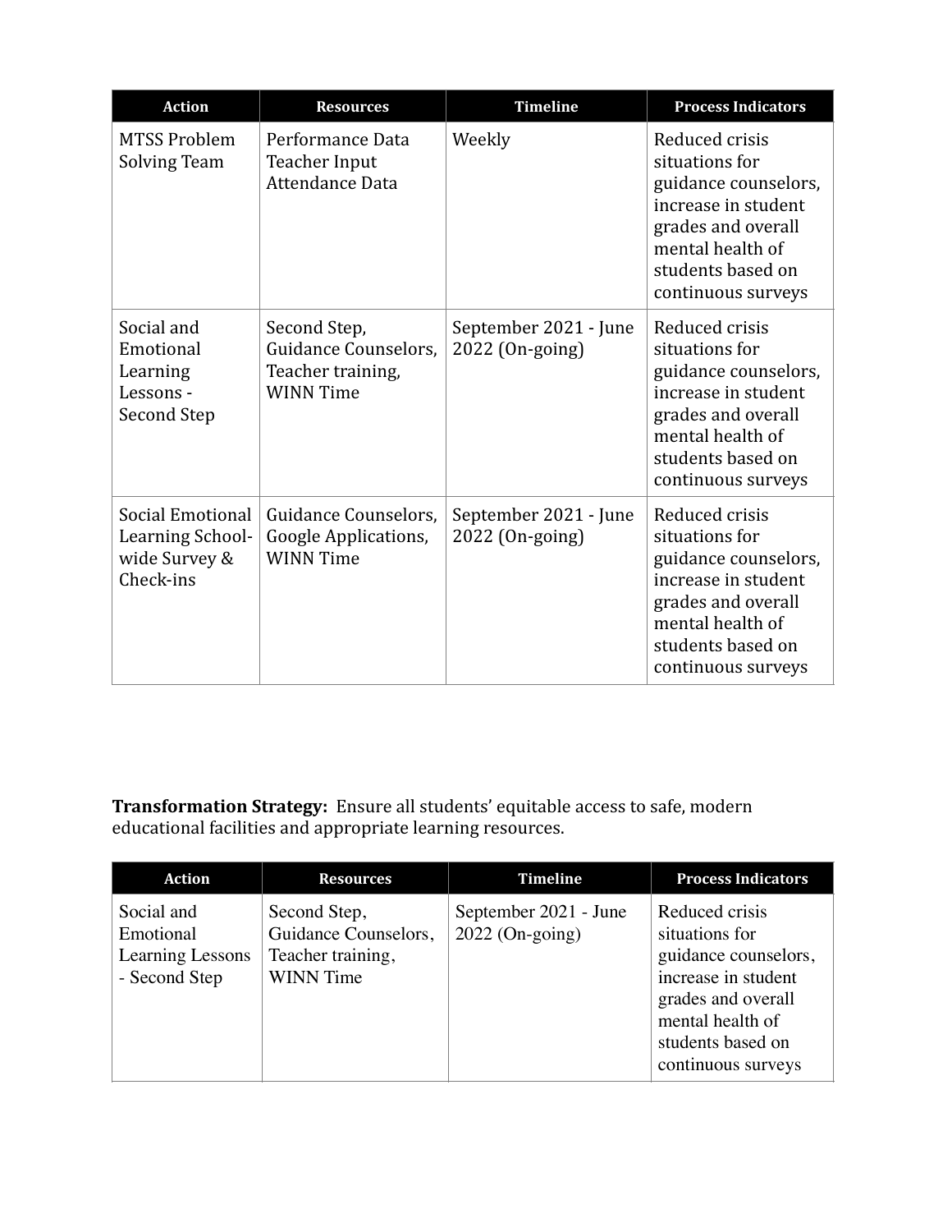| Action | Resources | Timeline | Process Indicators |
|---|---|---|---|
| MTSS Problem Solving Team | Performance Data Teacher Input Attendance Data | Weekly | Reduced crisis situations for guidance counselors, increase in student grades and overall mental health of students based on continuous surveys |
| Social and Emotional Learning Lessons - Second Step | Second Step, Guidance Counselors, Teacher training, WINN Time | September 2021 - June 2022 (On-going) | Reduced crisis situations for guidance counselors, increase in student grades and overall mental health of students based on continuous surveys |
| Social Emotional Learning School-wide Survey & Check-ins | Guidance Counselors, Google Applications, WINN Time | September 2021 - June 2022 (On-going) | Reduced crisis situations for guidance counselors, increase in student grades and overall mental health of students based on continuous surveys |

**Transformation Strategy:** Ensure all students' equitable access to safe, modern educational facilities and appropriate learning resources.

| Action | Resources | Timeline | Process Indicators |
|---|---|---|---|
| Social and Emotional Learning Lessons - Second Step | Second Step, Guidance Counselors, Teacher training, WINN Time | September 2021 - June 2022 (On-going) | Reduced crisis situations for guidance counselors, increase in student grades and overall mental health of students based on continuous surveys |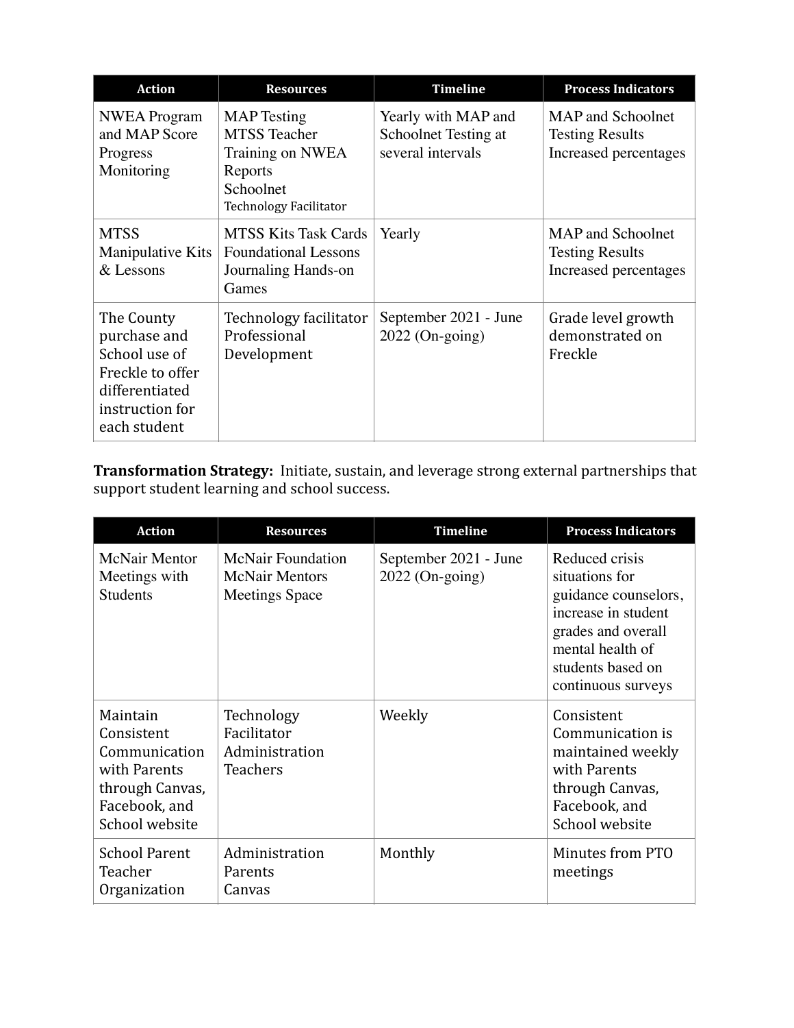| Action | Resources | Timeline | Process Indicators |
|---|---|---|---|
| NWEA Program and MAP Score Progress Monitoring | MAP Testing<br>MTSS Teacher Training on NWEA Reports<br>Schoolnet<br>Technology Facilitator | Yearly with MAP and Schoolnet Testing at several intervals | MAP and Schoolnet Testing Results Increased percentages |
| MTSS Manipulative Kits & Lessons | MTSS Kits Task Cards Foundational Lessons Journaling Hands-on Games | Yearly | MAP and Schoolnet Testing Results Increased percentages |
| The County purchase and School use of Freckle to offer differentiated instruction for each student | Technology facilitator Professional Development | September 2021 - June 2022 (On-going) | Grade level growth demonstrated on Freckle |

**Transformation Strategy:** Initiate, sustain, and leverage strong external partnerships that support student learning and school success.

| Action | Resources | Timeline | Process Indicators |
|---|---|---|---|
| McNair Mentor Meetings with Students | McNair Foundation<br>McNair Mentors<br>Meetings Space | September 2021 - June 2022 (On-going) | Reduced crisis situations for guidance counselors, increase in student grades and overall mental health of students based on continuous surveys |
| Maintain Consistent Communication with Parents through Canvas, Facebook, and School website | Technology Facilitator<br>Administration<br>Teachers | Weekly | Consistent Communication is maintained weekly with Parents through Canvas, Facebook, and School website |
| School Parent Teacher Organization | Administration<br>Parents<br>Canvas | Monthly | Minutes from PTO meetings |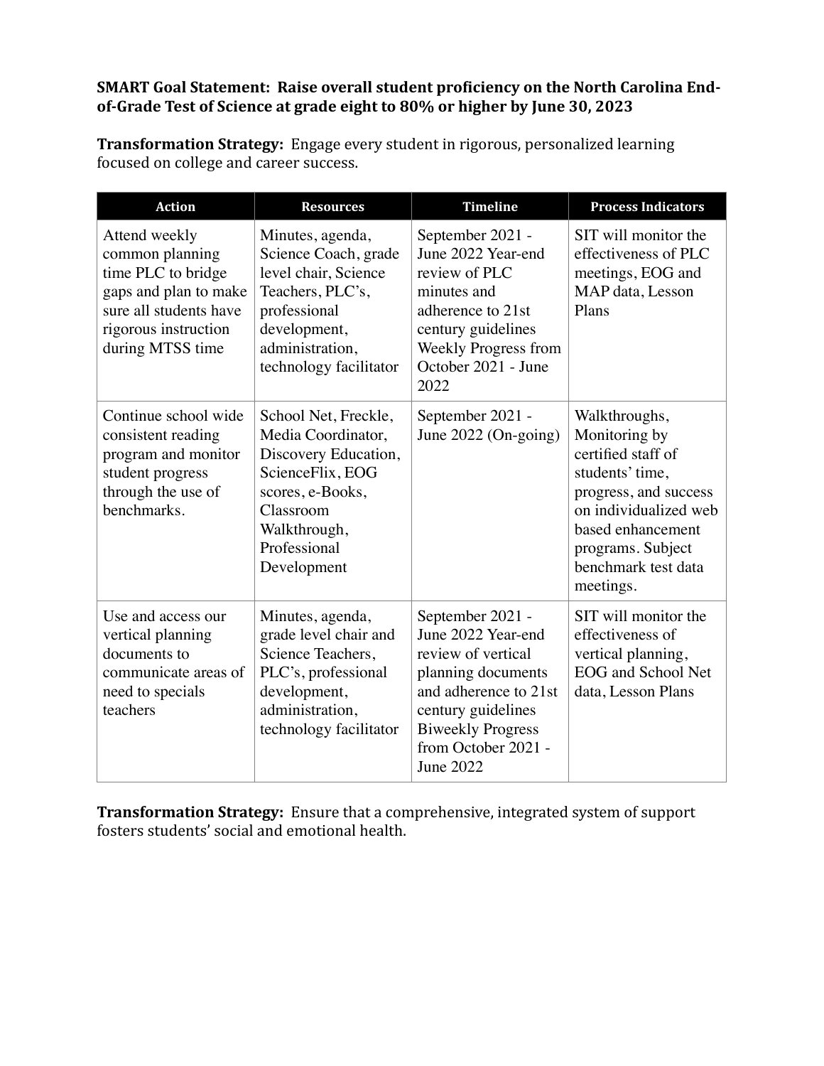**SMART Goal Statement: Raise overall student proficiency on the North Carolina End-of-Grade Test of Science at grade eight to 80% or higher by June 30, 2023**

**Transformation Strategy:** Engage every student in rigorous, personalized learning focused on college and career success.

| Action | Resources | Timeline | Process Indicators |
| --- | --- | --- | --- |
| Attend weekly common planning time PLC to bridge gaps and plan to make sure all students have rigorous instruction during MTSS time | Minutes, agenda, Science Coach, grade level chair, Science Teachers, PLC's, professional development, administration, technology facilitator | September 2021 - June 2022 Year-end review of PLC minutes and adherence to 21st century guidelines Weekly Progress from October 2021 - June 2022 | SIT will monitor the effectiveness of PLC meetings, EOG and MAP data, Lesson Plans |
| Continue school wide consistent reading program and monitor student progress through the use of benchmarks. | School Net, Freckle, Media Coordinator, Discovery Education, ScienceFlix, EOG scores, e-Books, Classroom Walkthrough, Professional Development | September 2021 - June 2022 (On-going) | Walkthroughs, Monitoring by certified staff of students' time, progress, and success on individualized web based enhancement programs. Subject benchmark test data meetings. |
| Use and access our vertical planning documents to communicate areas of need to specials teachers | Minutes, agenda, grade level chair and Science Teachers, PLC's, professional development, administration, technology facilitator | September 2021 - June 2022 Year-end review of vertical planning documents and adherence to 21st century guidelines Biweekly Progress from October 2021 - June 2022 | SIT will monitor the effectiveness of vertical planning, EOG and School Net data, Lesson Plans |

**Transformation Strategy:** Ensure that a comprehensive, integrated system of support fosters students' social and emotional health.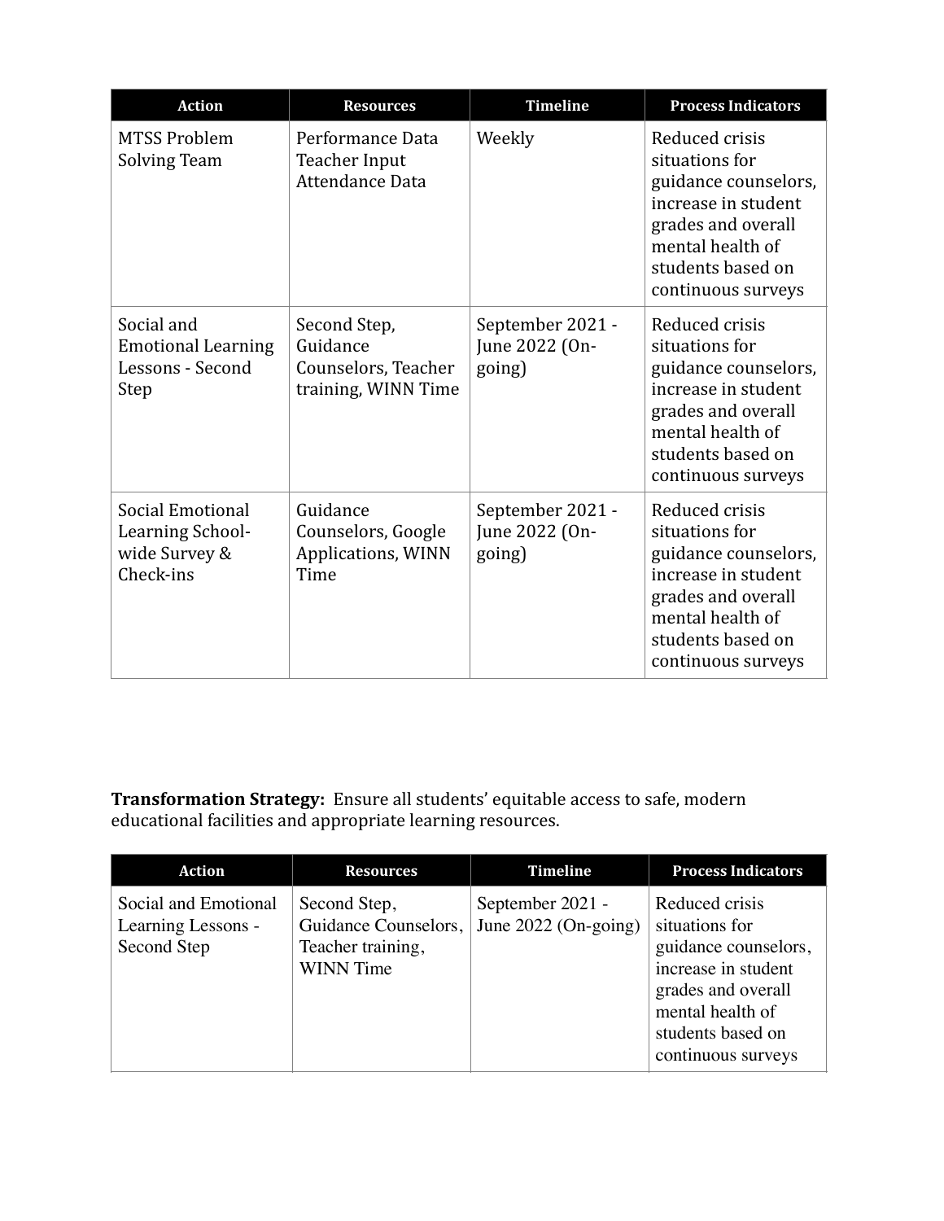| Action | Resources | Timeline | Process Indicators |
| --- | --- | --- | --- |
| MTSS Problem Solving Team | Performance Data Teacher Input Attendance Data | Weekly | Reduced crisis situations for guidance counselors, increase in student grades and overall mental health of students based on continuous surveys |
| Social and Emotional Learning Lessons - Second Step | Second Step, Guidance Counselors, Teacher training, WINN Time | September 2021 - June 2022 (On-going) | Reduced crisis situations for guidance counselors, increase in student grades and overall mental health of students based on continuous surveys |
| Social Emotional Learning School-wide Survey & Check-ins | Guidance Counselors, Google Applications, WINN Time | September 2021 - June 2022 (On-going) | Reduced crisis situations for guidance counselors, increase in student grades and overall mental health of students based on continuous surveys |

**Transformation Strategy:** Ensure all students' equitable access to safe, modern educational facilities and appropriate learning resources.

| Action | Resources | Timeline | Process Indicators |
| --- | --- | --- | --- |
| Social and Emotional Learning Lessons - Second Step | Second Step, Guidance Counselors, Teacher training, WINN Time | September 2021 - June 2022 (On-going) | Reduced crisis situations for guidance counselors, increase in student grades and overall mental health of students based on continuous surveys |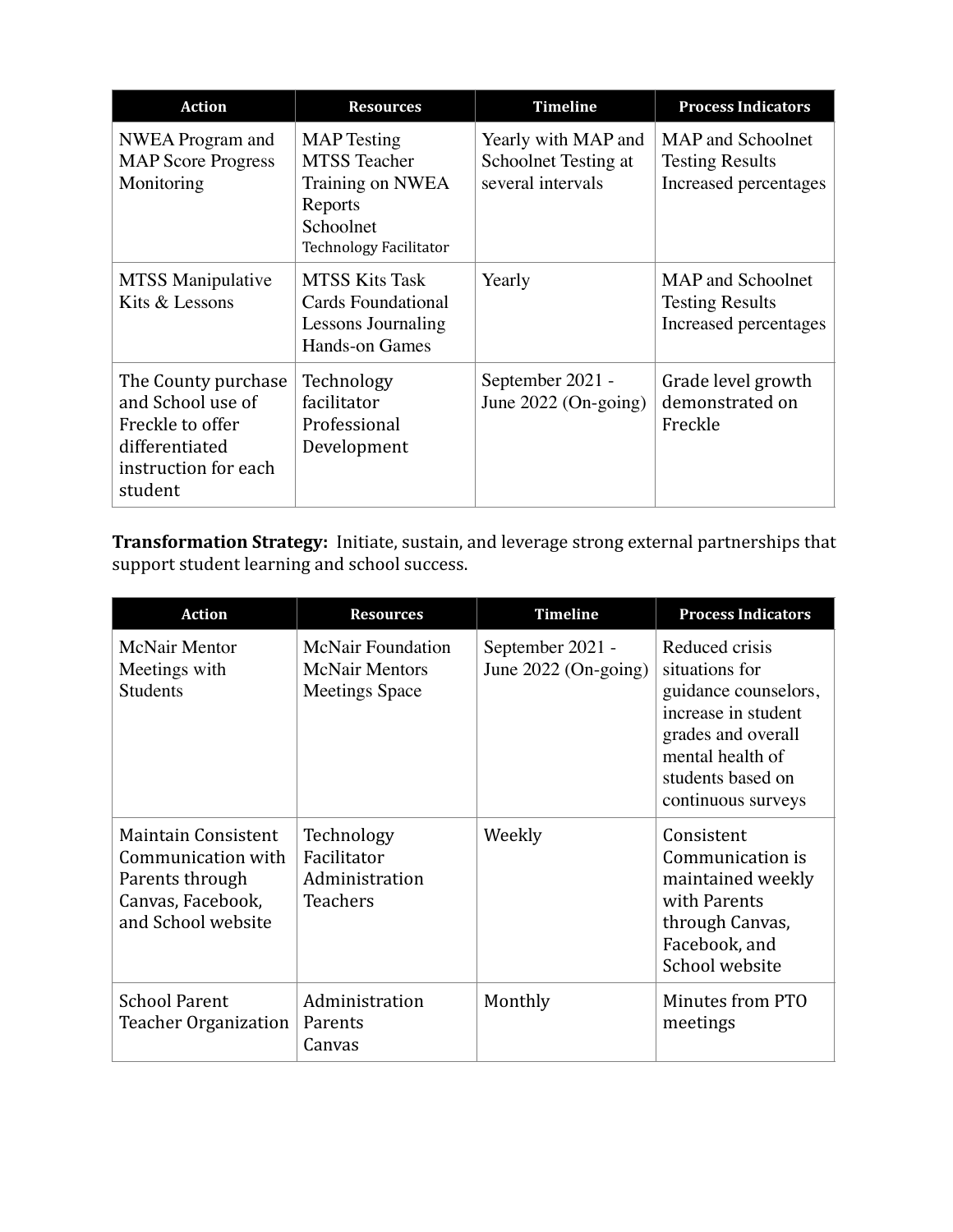| Action | Resources | Timeline | Process Indicators |
|---|---|---|---|
| NWEA Program and MAP Score Progress Monitoring | MAP Testing<br>MTSS Teacher Training on NWEA Reports<br>Schoolnet<br>Technology Facilitator | Yearly with MAP and Schoolnet Testing at several intervals | MAP and Schoolnet Testing Results Increased percentages |
| MTSS Manipulative Kits & Lessons | MTSS Kits Task Cards Foundational Lessons Journaling Hands-on Games | Yearly | MAP and Schoolnet Testing Results Increased percentages |
| The County purchase and School use of Freckle to offer differentiated instruction for each student | Technology facilitator Professional Development | September 2021 - June 2022 (On-going) | Grade level growth demonstrated on Freckle |

**Transformation Strategy:** Initiate, sustain, and leverage strong external partnerships that support student learning and school success.

| Action | Resources | Timeline | Process Indicators |
|---|---|---|---|
| McNair Mentor Meetings with Students | McNair Foundation<br>McNair Mentors<br>Meetings Space | September 2021 - June 2022 (On-going) | Reduced crisis situations for guidance counselors, increase in student grades and overall mental health of students based on continuous surveys |
| Maintain Consistent Communication with Parents through Canvas, Facebook, and School website | Technology Facilitator<br>Administration<br>Teachers | Weekly | Consistent Communication is maintained weekly with Parents through Canvas, Facebook, and School website |
| School Parent Teacher Organization | Administration<br>Parents<br>Canvas | Monthly | Minutes from PTO meetings |